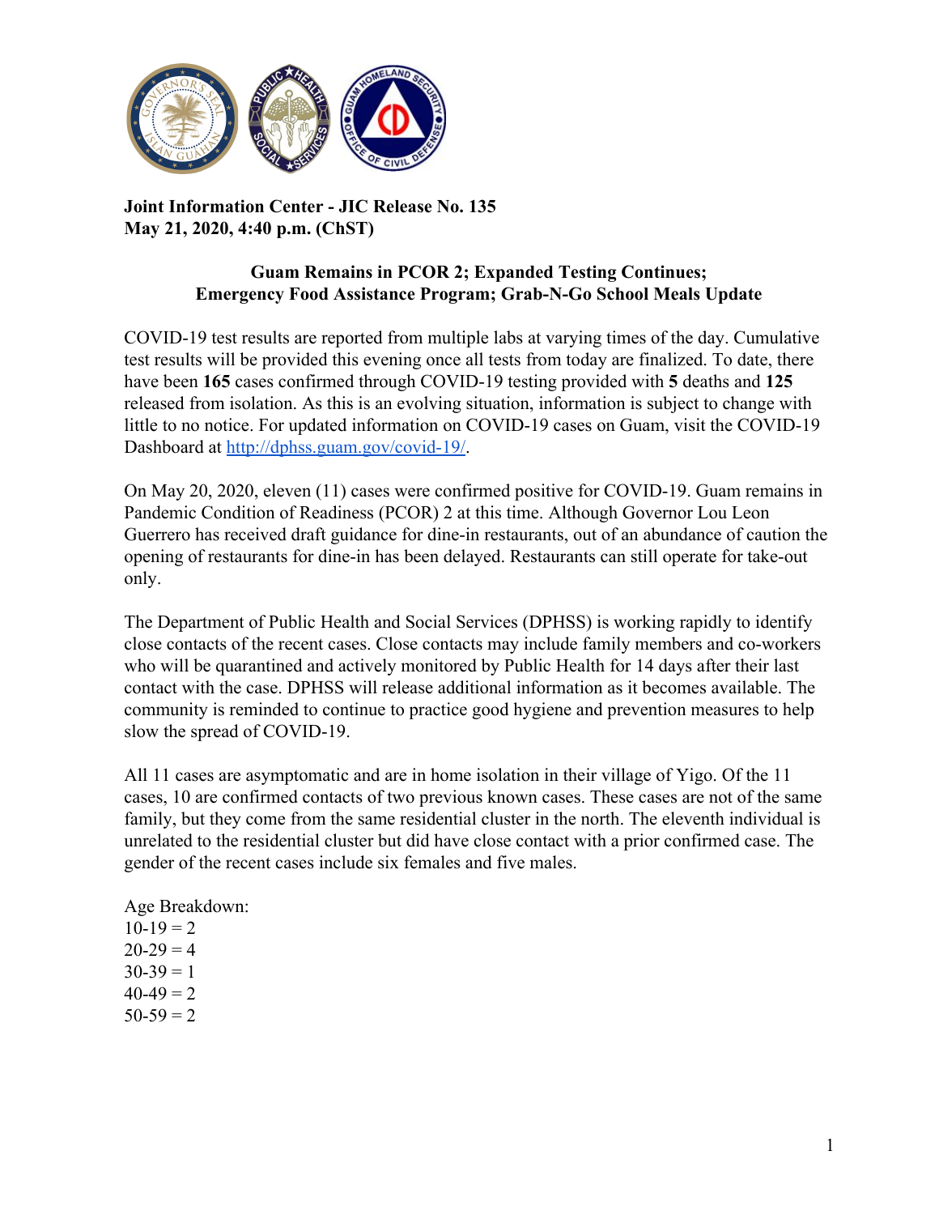**Joint Information Center - JIC Release No. 135**
**May 21, 2020, 4:40 p.m. (ChST)**

## Guam Remains in PCOR 2; Expanded Testing Continues; Emergency Food Assistance Program; Grab-N-Go School Meals Update

COVID-19 test results are reported from multiple labs at varying times of the day. Cumulative test results will be provided this evening once all tests from today are finalized. To date, there have been **165** cases confirmed through COVID-19 testing provided with **5** deaths and **125** released from isolation. As this is an evolving situation, information is subject to change with little to no notice. For updated information on COVID-19 cases on Guam, visit the COVID-19 Dashboard at [http://dphss.guam.gov/covid-19/](http://dphss.guam.gov/covid-19/).

On May 20, 2020, eleven (11) cases were confirmed positive for COVID-19. Guam remains in Pandemic Condition of Readiness (PCOR) 2 at this time. Although Governor Lou Leon Guerrero has received draft guidance for dine-in restaurants, out of an abundance of caution the opening of restaurants for dine-in has been delayed. Restaurants can still operate for take-out only.

The Department of Public Health and Social Services (DPHSS) is working rapidly to identify close contacts of the recent cases. Close contacts may include family members and co-workers who will be quarantined and actively monitored by Public Health for 14 days after their last contact with the case. DPHSS will release additional information as it becomes available. The community is reminded to continue to practice good hygiene and prevention measures to help slow the spread of COVID-19.

All 11 cases are asymptomatic and are in home isolation in their village of Yigo. Of the 11 cases, 10 are confirmed contacts of two previous known cases. These cases are not of the same family, but they come from the same residential cluster in the north. The eleventh individual is unrelated to the residential cluster but did have close contact with a prior confirmed case. The gender of the recent cases include six females and five males.

Age Breakdown:
10-19 = 2
20-29 = 4
30-39 = 1
40-49 = 2
50-59 = 2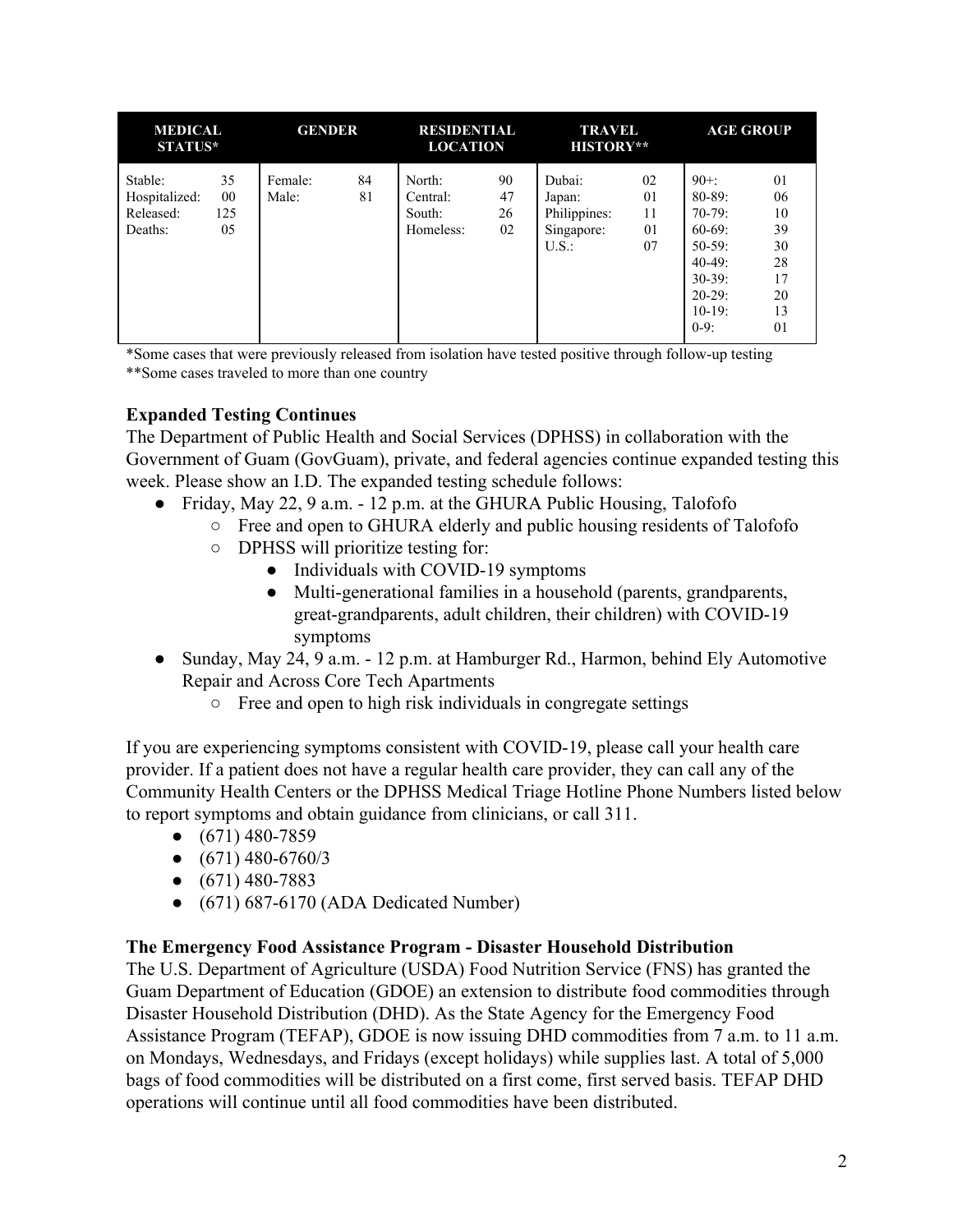| MEDICAL STATUS* | | GENDER | | RESIDENTIAL LOCATION | | TRAVEL HISTORY** | | AGE GROUP | |
|---|---|---|---|---|---|---|---|---|---|
| Stable: | 35 | Female: | 84 | North: | 90 | Dubai: | 02 | 90+: | 01 |
| Hospitalized: | 00 | Male: | 81 | Central: | 47 | Japan: | 01 | 80-89: | 06 |
| Released: | 125 | | | South: | 26 | Philippines: | 11 | 70-79: | 10 |
| Deaths: | 05 | | | Homeless: | 02 | Singapore: | 01 | 60-69: | 39 |
| | | | | | | U.S.: | 07 | 50-59: | 30 |
| | | | | | | | | 40-49: | 28 |
| | | | | | | | | 30-39: | 17 |
| | | | | | | | | 20-29: | 20 |
| | | | | | | | | 10-19: | 13 |
| | | | | | | | | 0-9: | 01 |

*Some cases that were previously released from isolation have tested positive through follow-up testing
**Some cases traveled to more than one country

**Expanded Testing Continues**

The Department of Public Health and Social Services (DPHSS) in collaboration with the Government of Guam (GovGuam), private, and federal agencies continue expanded testing this week. Please show an I.D. The expanded testing schedule follows:

- Friday, May 22, 9 a.m. - 12 p.m. at the GHURA Public Housing, Talofofo
  - Free and open to GHURA elderly and public housing residents of Talofofo
  - DPHSS will prioritize testing for:
    - Individuals with COVID-19 symptoms
    - Multi-generational families in a household (parents, grandparents, great-grandparents, adult children, their children) with COVID-19 symptoms
- Sunday, May 24, 9 a.m. - 12 p.m. at Hamburger Rd., Harmon, behind Ely Automotive Repair and Across Core Tech Apartments
  - Free and open to high risk individuals in congregate settings

If you are experiencing symptoms consistent with COVID-19, please call your health care provider. If a patient does not have a regular health care provider, they can call any of the Community Health Centers or the DPHSS Medical Triage Hotline Phone Numbers listed below to report symptoms and obtain guidance from clinicians, or call 311.

- (671) 480-7859
- (671) 480-6760/3
- (671) 480-7883
- (671) 687-6170 (ADA Dedicated Number)

**The Emergency Food Assistance Program - Disaster Household Distribution**

The U.S. Department of Agriculture (USDA) Food Nutrition Service (FNS) has granted the Guam Department of Education (GDOE) an extension to distribute food commodities through Disaster Household Distribution (DHD). As the State Agency for the Emergency Food Assistance Program (TEFAP), GDOE is now issuing DHD commodities from 7 a.m. to 11 a.m. on Mondays, Wednesdays, and Fridays (except holidays) while supplies last. A total of 5,000 bags of food commodities will be distributed on a first come, first served basis. TEFAP DHD operations will continue until all food commodities have been distributed.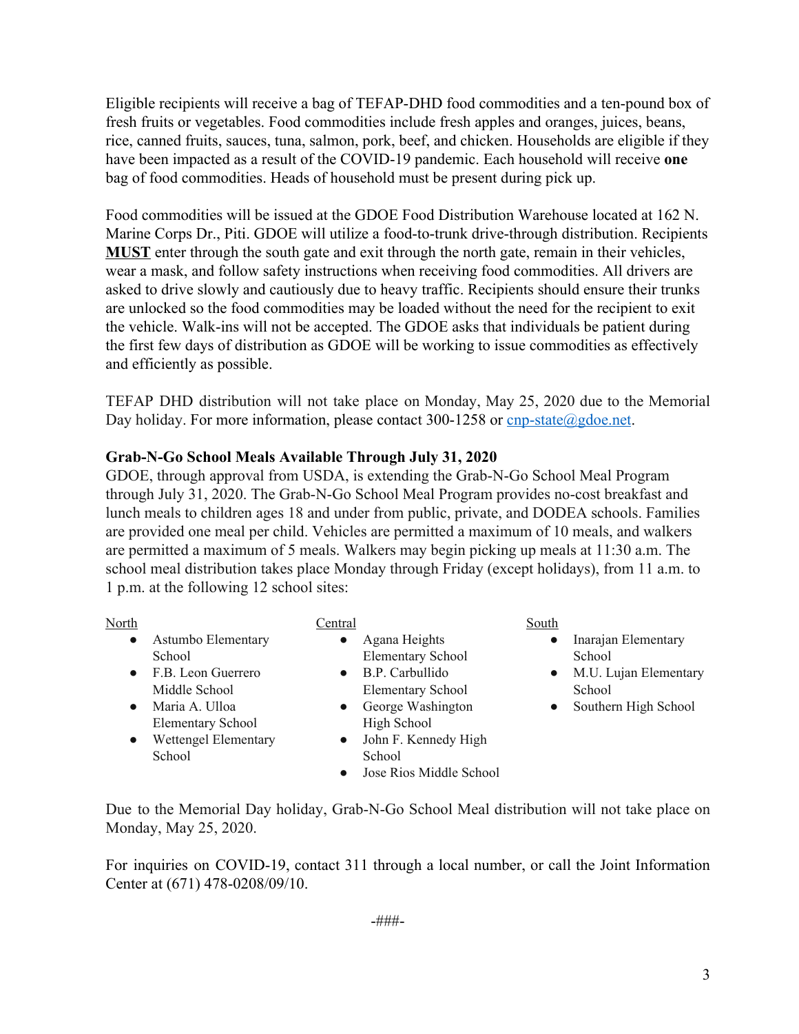Eligible recipients will receive a bag of TEFAP-DHD food commodities and a ten-pound box of fresh fruits or vegetables. Food commodities include fresh apples and oranges, juices, beans, rice, canned fruits, sauces, tuna, salmon, pork, beef, and chicken. Households are eligible if they have been impacted as a result of the COVID-19 pandemic. Each household will receive **one** bag of food commodities. Heads of household must be present during pick up.

Food commodities will be issued at the GDOE Food Distribution Warehouse located at 162 N. Marine Corps Dr., Piti. GDOE will utilize a food-to-trunk drive-through distribution. Recipients **MUST** enter through the south gate and exit through the north gate, remain in their vehicles, wear a mask, and follow safety instructions when receiving food commodities. All drivers are asked to drive slowly and cautiously due to heavy traffic. Recipients should ensure their trunks are unlocked so the food commodities may be loaded without the need for the recipient to exit the vehicle. Walk-ins will not be accepted. The GDOE asks that individuals be patient during the first few days of distribution as GDOE will be working to issue commodities as effectively and efficiently as possible.

TEFAP DHD distribution will not take place on Monday, May 25, 2020 due to the Memorial Day holiday. For more information, please contact 300-1258 or cnp-state@gdoe.net.

**Grab-N-Go School Meals Available Through July 31, 2020**

GDOE, through approval from USDA, is extending the Grab-N-Go School Meal Program through July 31, 2020. The Grab-N-Go School Meal Program provides no-cost breakfast and lunch meals to children ages 18 and under from public, private, and DODEA schools. Families are provided one meal per child. Vehicles are permitted a maximum of 10 meals, and walkers are permitted a maximum of 5 meals. Walkers may begin picking up meals at 11:30 a.m. The school meal distribution takes place Monday through Friday (except holidays), from 11 a.m. to 1 p.m. at the following 12 school sites:

North
- Astumbo Elementary School
- F.B. Leon Guerrero Middle School
- Maria A. Ulloa Elementary School
- Wettengel Elementary School

Central
- Agana Heights Elementary School
- B.P. Carbullido Elementary School
- George Washington High School
- John F. Kennedy High School
- Jose Rios Middle School

South
- Inarajan Elementary School
- M.U. Lujan Elementary School
- Southern High School

Due to the Memorial Day holiday, Grab-N-Go School Meal distribution will not take place on Monday, May 25, 2020.

For inquiries on COVID-19, contact 311 through a local number, or call the Joint Information Center at (671) 478-0208/09/10.

-###-